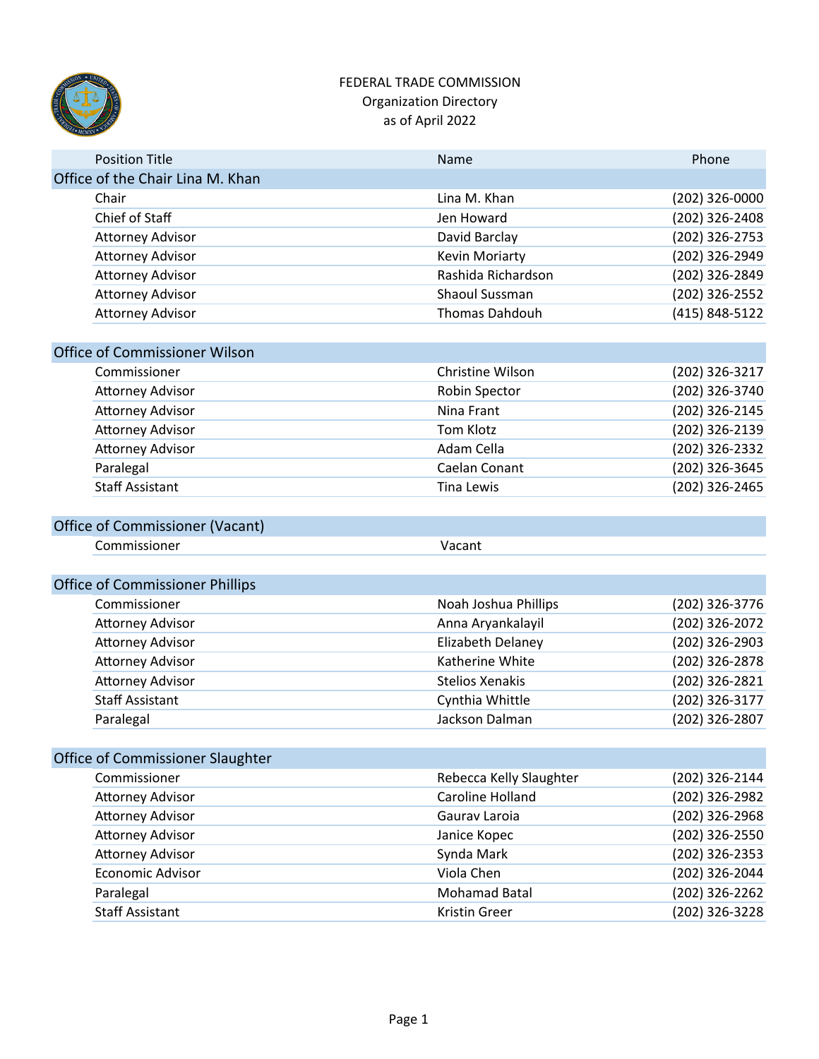FEDERAL TRADE COMMISSION
Organization Directory
as of April 2022

| Position Title | Name | Phone |
| --- | --- | --- |
| **Office of the Chair Lina M. Khan** | | |
| Chair | Lina M. Khan | (202) 326-0000 |
| Chief of Staff | Jen Howard | (202) 326-2408 |
| Attorney Advisor | David Barclay | (202) 326-2753 |
| Attorney Advisor | Kevin Moriarty | (202) 326-2949 |
| Attorney Advisor | Rashida Richardson | (202) 326-2849 |
| Attorney Advisor | Shaoul Sussman | (202) 326-2552 |
| Attorney Advisor | Thomas Dahdouh | (415) 848-5122 |
| **Office of Commissioner Wilson** | | |
| Commissioner | Christine Wilson | (202) 326-3217 |
| Attorney Advisor | Robin Spector | (202) 326-3740 |
| Attorney Advisor | Nina Frant | (202) 326-2145 |
| Attorney Advisor | Tom Klotz | (202) 326-2139 |
| Attorney Advisor | Adam Cella | (202) 326-2332 |
| Paralegal | Caelan Conant | (202) 326-3645 |
| Staff Assistant | Tina Lewis | (202) 326-2465 |
| **Office of Commissioner (Vacant)** | | |
| Commissioner | Vacant | |
| **Office of Commissioner Phillips** | | |
| Commissioner | Noah Joshua Phillips | (202) 326-3776 |
| Attorney Advisor | Anna Aryankalayil | (202) 326-2072 |
| Attorney Advisor | Elizabeth Delaney | (202) 326-2903 |
| Attorney Advisor | Katherine White | (202) 326-2878 |
| Attorney Advisor | Stelios Xenakis | (202) 326-2821 |
| Staff Assistant | Cynthia Whittle | (202) 326-3177 |
| Paralegal | Jackson Dalman | (202) 326-2807 |
| **Office of Commissioner Slaughter** | | |
| Commissioner | Rebecca Kelly Slaughter | (202) 326-2144 |
| Attorney Advisor | Caroline Holland | (202) 326-2982 |
| Attorney Advisor | Gaurav Laroia | (202) 326-2968 |
| Attorney Advisor | Janice Kopec | (202) 326-2550 |
| Attorney Advisor | Synda Mark | (202) 326-2353 |
| Economic Advisor | Viola Chen | (202) 326-2044 |
| Paralegal | Mohamad Batal | (202) 326-2262 |
| Staff Assistant | Kristin Greer | (202) 326-3228 |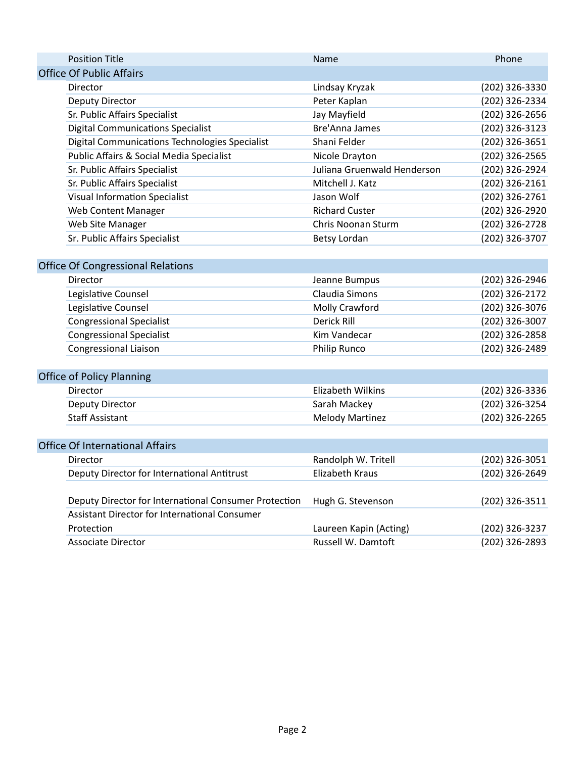| Position Title | Name | Phone |
|---|---|---|
| **Office Of Public Affairs** | | |
| Director | Lindsay Kryzak | (202) 326-3330 |
| Deputy Director | Peter Kaplan | (202) 326-2334 |
| Sr. Public Affairs Specialist | Jay Mayfield | (202) 326-2656 |
| Digital Communications Specialist | Bre'Anna James | (202) 326-3123 |
| Digital Communications Technologies Specialist | Shani Felder | (202) 326-3651 |
| Public Affairs & Social Media Specialist | Nicole Drayton | (202) 326-2565 |
| Sr. Public Affairs Specialist | Juliana Gruenwald Henderson | (202) 326-2924 |
| Sr. Public Affairs Specialist | Mitchell J. Katz | (202) 326-2161 |
| Visual Information Specialist | Jason Wolf | (202) 326-2761 |
| Web Content Manager | Richard Custer | (202) 326-2920 |
| Web Site Manager | Chris Noonan Sturm | (202) 326-2728 |
| Sr. Public Affairs Specialist | Betsy Lordan | (202) 326-3707 |
| **Office Of Congressional Relations** | | |
| Director | Jeanne Bumpus | (202) 326-2946 |
| Legislative Counsel | Claudia Simons | (202) 326-2172 |
| Legislative Counsel | Molly Crawford | (202) 326-3076 |
| Congressional Specialist | Derick Rill | (202) 326-3007 |
| Congressional Specialist | Kim Vandecar | (202) 326-2858 |
| Congressional Liaison | Philip Runco | (202) 326-2489 |
| **Office of Policy Planning** | | |
| Director | Elizabeth Wilkins | (202) 326-3336 |
| Deputy Director | Sarah Mackey | (202) 326-3254 |
| Staff Assistant | Melody Martinez | (202) 326-2265 |
| **Office Of International Affairs** | | |
| Director | Randolph W. Tritell | (202) 326-3051 |
| Deputy Director for International Antitrust | Elizabeth Kraus | (202) 326-2649 |
| Deputy Director for International Consumer Protection | Hugh G. Stevenson | (202) 326-3511 |
| Assistant Director for International Consumer Protection | Laureen Kapin (Acting) | (202) 326-3237 |
| Associate Director | Russell W. Damtoft | (202) 326-2893 |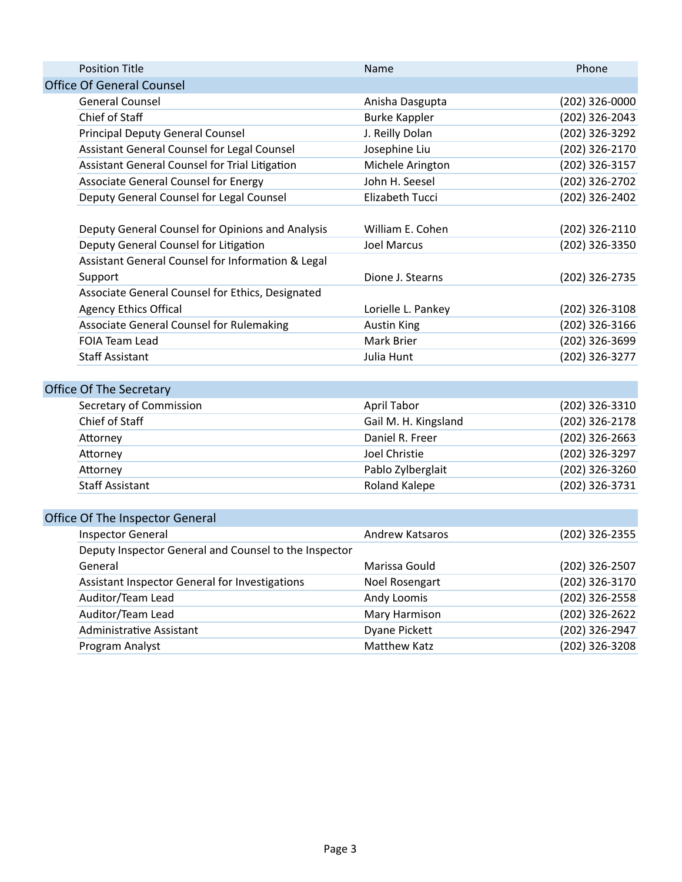| Position Title | Name | Phone |
|---|---|---|
| **Office Of General Counsel** | | |
| General Counsel | Anisha Dasgupta | (202) 326-0000 |
| Chief of Staff | Burke Kappler | (202) 326-2043 |
| Principal Deputy General Counsel | J. Reilly Dolan | (202) 326-3292 |
| Assistant General Counsel for Legal Counsel | Josephine Liu | (202) 326-2170 |
| Assistant General Counsel for Trial Litigation | Michele Arington | (202) 326-3157 |
| Associate General Counsel for Energy | John H. Seesel | (202) 326-2702 |
| Deputy General Counsel for Legal Counsel | Elizabeth Tucci | (202) 326-2402 |
| Deputy General Counsel for Opinions and Analysis | William E. Cohen | (202) 326-2110 |
| Deputy General Counsel for Litigation | Joel Marcus | (202) 326-3350 |
| Assistant General Counsel for Information & Legal Support | Dione J. Stearns | (202) 326-2735 |
| Associate General Counsel for Ethics, Designated Agency Ethics Offical | Lorielle L. Pankey | (202) 326-3108 |
| Associate General Counsel for Rulemaking | Austin King | (202) 326-3166 |
| FOIA Team Lead | Mark Brier | (202) 326-3699 |
| Staff Assistant | Julia Hunt | (202) 326-3277 |
| **Office Of The Secretary** | | |
| Secretary of Commission | April Tabor | (202) 326-3310 |
| Chief of Staff | Gail M. H. Kingsland | (202) 326-2178 |
| Attorney | Daniel R. Freer | (202) 326-2663 |
| Attorney | Joel Christie | (202) 326-3297 |
| Attorney | Pablo Zylberglait | (202) 326-3260 |
| Staff Assistant | Roland Kalepe | (202) 326-3731 |
| **Office Of The Inspector General** | | |
| Inspector General | Andrew Katsaros | (202) 326-2355 |
| Deputy Inspector General and Counsel to the Inspector General | Marissa Gould | (202) 326-2507 |
| Assistant Inspector General for Investigations | Noel Rosengart | (202) 326-3170 |
| Auditor/Team Lead | Andy Loomis | (202) 326-2558 |
| Auditor/Team Lead | Mary Harmison | (202) 326-2622 |
| Administrative Assistant | Dyane Pickett | (202) 326-2947 |
| Program Analyst | Matthew Katz | (202) 326-3208 |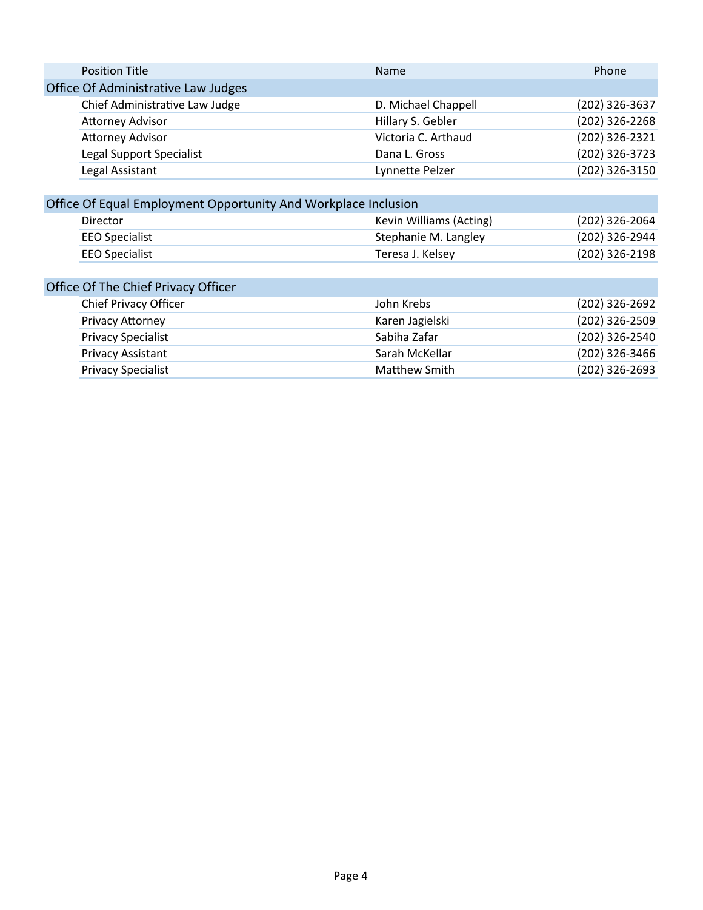| Position Title | Name | Phone |
|---|---|---|
| **Office Of Administrative Law Judges** | | |
| Chief Administrative Law Judge | D. Michael Chappell | (202) 326-3637 |
| Attorney Advisor | Hillary S. Gebler | (202) 326-2268 |
| Attorney Advisor | Victoria C. Arthaud | (202) 326-2321 |
| Legal Support Specialist | Dana L. Gross | (202) 326-3723 |
| Legal Assistant | Lynnette Pelzer | (202) 326-3150 |
| **Office Of Equal Employment Opportunity And Workplace Inclusion** | | |
| Director | Kevin Williams (Acting) | (202) 326-2064 |
| EEO Specialist | Stephanie M. Langley | (202) 326-2944 |
| EEO Specialist | Teresa J. Kelsey | (202) 326-2198 |
| **Office Of The Chief Privacy Officer** | | |
| Chief Privacy Officer | John Krebs | (202) 326-2692 |
| Privacy Attorney | Karen Jagielski | (202) 326-2509 |
| Privacy Specialist | Sabiha Zafar | (202) 326-2540 |
| Privacy Assistant | Sarah McKellar | (202) 326-3466 |
| Privacy Specialist | Matthew Smith | (202) 326-2693 |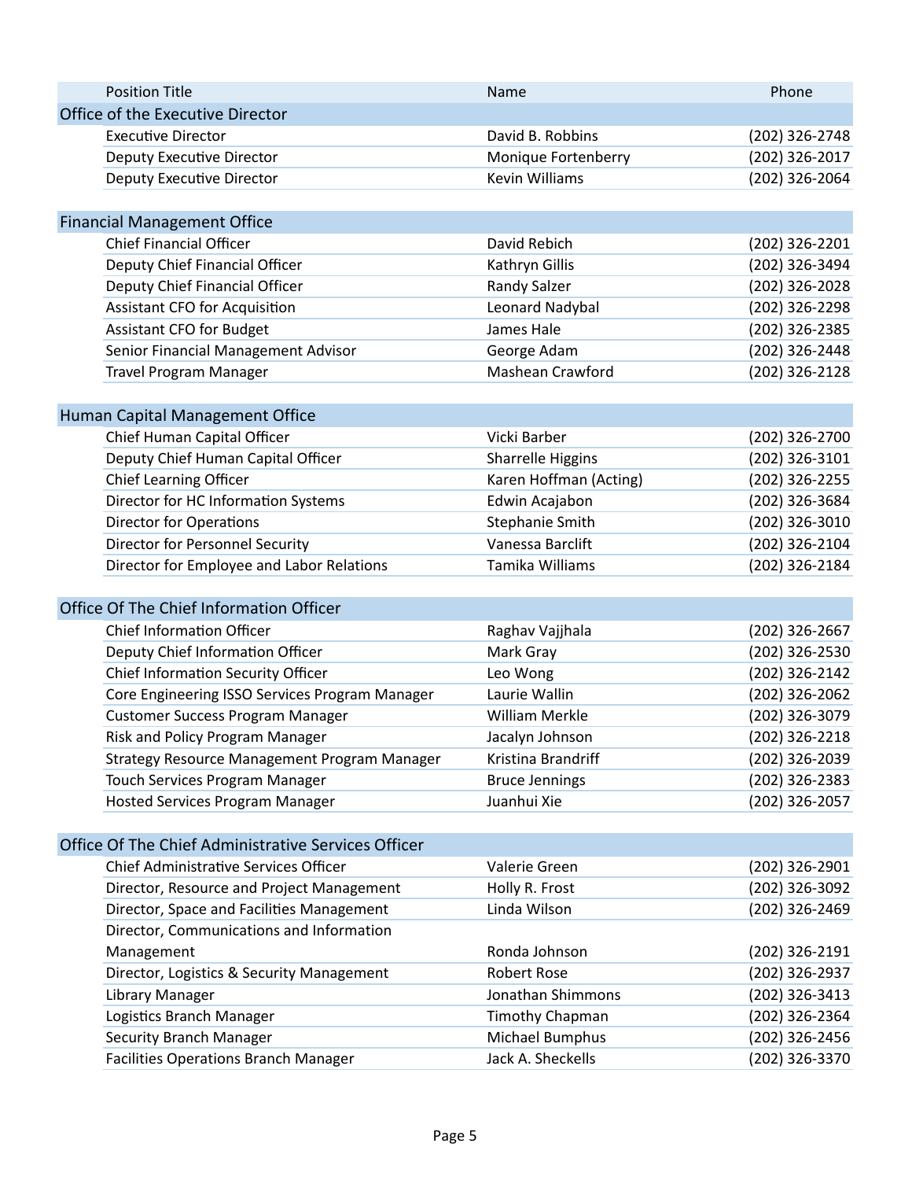| Position Title | Name | Phone |
|---|---|---|
| **Office of the Executive Director** | | |
| Executive Director | David B. Robbins | (202) 326-2748 |
| Deputy Executive Director | Monique Fortenberry | (202) 326-2017 |
| Deputy Executive Director | Kevin Williams | (202) 326-2064 |
| | | |
| **Financial Management Office** | | |
| Chief Financial Officer | David Rebich | (202) 326-2201 |
| Deputy Chief Financial Officer | Kathryn Gillis | (202) 326-3494 |
| Deputy Chief Financial Officer | Randy Salzer | (202) 326-2028 |
| Assistant CFO for Acquisition | Leonard Nadybal | (202) 326-2298 |
| Assistant CFO for Budget | James Hale | (202) 326-2385 |
| Senior Financial Management Advisor | George Adam | (202) 326-2448 |
| Travel Program Manager | Mashean Crawford | (202) 326-2128 |
| | | |
| **Human Capital Management Office** | | |
| Chief Human Capital Officer | Vicki Barber | (202) 326-2700 |
| Deputy Chief Human Capital Officer | Sharrelle Higgins | (202) 326-3101 |
| Chief Learning Officer | Karen Hoffman (Acting) | (202) 326-2255 |
| Director for HC Information Systems | Edwin Acajabon | (202) 326-3684 |
| Director for Operations | Stephanie Smith | (202) 326-3010 |
| Director for Personnel Security | Vanessa Barclift | (202) 326-2104 |
| Director for Employee and Labor Relations | Tamika Williams | (202) 326-2184 |
| | | |
| **Office Of The Chief Information Officer** | | |
| Chief Information Officer | Raghav Vajjhala | (202) 326-2667 |
| Deputy Chief Information Officer | Mark Gray | (202) 326-2530 |
| Chief Information Security Officer | Leo Wong | (202) 326-2142 |
| Core Engineering ISSO Services Program Manager | Laurie Wallin | (202) 326-2062 |
| Customer Success Program Manager | William Merkle | (202) 326-3079 |
| Risk and Policy Program Manager | Jacalyn Johnson | (202) 326-2218 |
| Strategy Resource Management Program Manager | Kristina Brandriff | (202) 326-2039 |
| Touch Services Program Manager | Bruce Jennings | (202) 326-2383 |
| Hosted Services Program Manager | Juanhui Xie | (202) 326-2057 |
| | | |
| **Office Of The Chief Administrative Services Officer** | | |
| Chief Administrative Services Officer | Valerie Green | (202) 326-2901 |
| Director, Resource and Project Management | Holly R. Frost | (202) 326-3092 |
| Director, Space and Facilities Management | Linda Wilson | (202) 326-2469 |
| Director, Communications and Information Management | Ronda Johnson | (202) 326-2191 |
| Director, Logistics & Security Management | Robert Rose | (202) 326-2937 |
| Library Manager | Jonathan Shimmons | (202) 326-3413 |
| Logistics Branch Manager | Timothy Chapman | (202) 326-2364 |
| Security Branch Manager | Michael Bumphus | (202) 326-2456 |
| Facilities Operations Branch Manager | Jack A. Sheckells | (202) 326-3370 |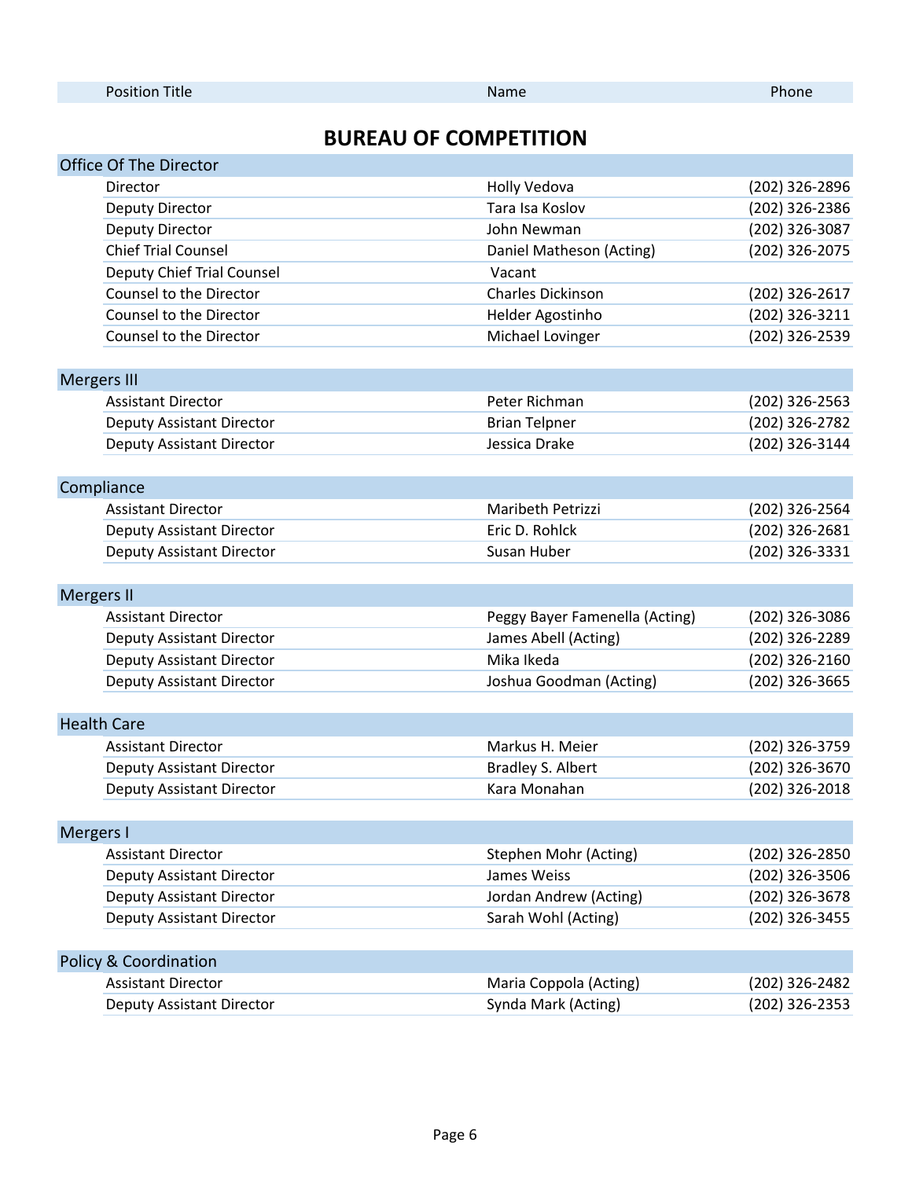| Position Title | Name | Phone |
|---|---|---|

# BUREAU OF COMPETITION

| Position Title | Name | Phone |
|---|---|---|
| **Office Of The Director** | | |
| Director | Holly Vedova | (202) 326-2896 |
| Deputy Director | Tara Isa Koslov | (202) 326-2386 |
| Deputy Director | John Newman | (202) 326-3087 |
| Chief Trial Counsel | Daniel Matheson (Acting) | (202) 326-2075 |
| Deputy Chief Trial Counsel | Vacant | |
| Counsel to the Director | Charles Dickinson | (202) 326-2617 |
| Counsel to the Director | Helder Agostinho | (202) 326-3211 |
| Counsel to the Director | Michael Lovinger | (202) 326-2539 |
| **Mergers III** | | |
| Assistant Director | Peter Richman | (202) 326-2563 |
| Deputy Assistant Director | Brian Telpner | (202) 326-2782 |
| Deputy Assistant Director | Jessica Drake | (202) 326-3144 |
| **Compliance** | | |
| Assistant Director | Maribeth Petrizzi | (202) 326-2564 |
| Deputy Assistant Director | Eric D. Rohlck | (202) 326-2681 |
| Deputy Assistant Director | Susan Huber | (202) 326-3331 |
| **Mergers II** | | |
| Assistant Director | Peggy Bayer Famenella (Acting) | (202) 326-3086 |
| Deputy Assistant Director | James Abell (Acting) | (202) 326-2289 |
| Deputy Assistant Director | Mika Ikeda | (202) 326-2160 |
| Deputy Assistant Director | Joshua Goodman (Acting) | (202) 326-3665 |
| **Health Care** | | |
| Assistant Director | Markus H. Meier | (202) 326-3759 |
| Deputy Assistant Director | Bradley S. Albert | (202) 326-3670 |
| Deputy Assistant Director | Kara Monahan | (202) 326-2018 |
| **Mergers I** | | |
| Assistant Director | Stephen Mohr (Acting) | (202) 326-2850 |
| Deputy Assistant Director | James Weiss | (202) 326-3506 |
| Deputy Assistant Director | Jordan Andrew (Acting) | (202) 326-3678 |
| Deputy Assistant Director | Sarah Wohl (Acting) | (202) 326-3455 |
| **Policy & Coordination** | | |
| Assistant Director | Maria Coppola (Acting) | (202) 326-2482 |
| Deputy Assistant Director | Synda Mark (Acting) | (202) 326-2353 |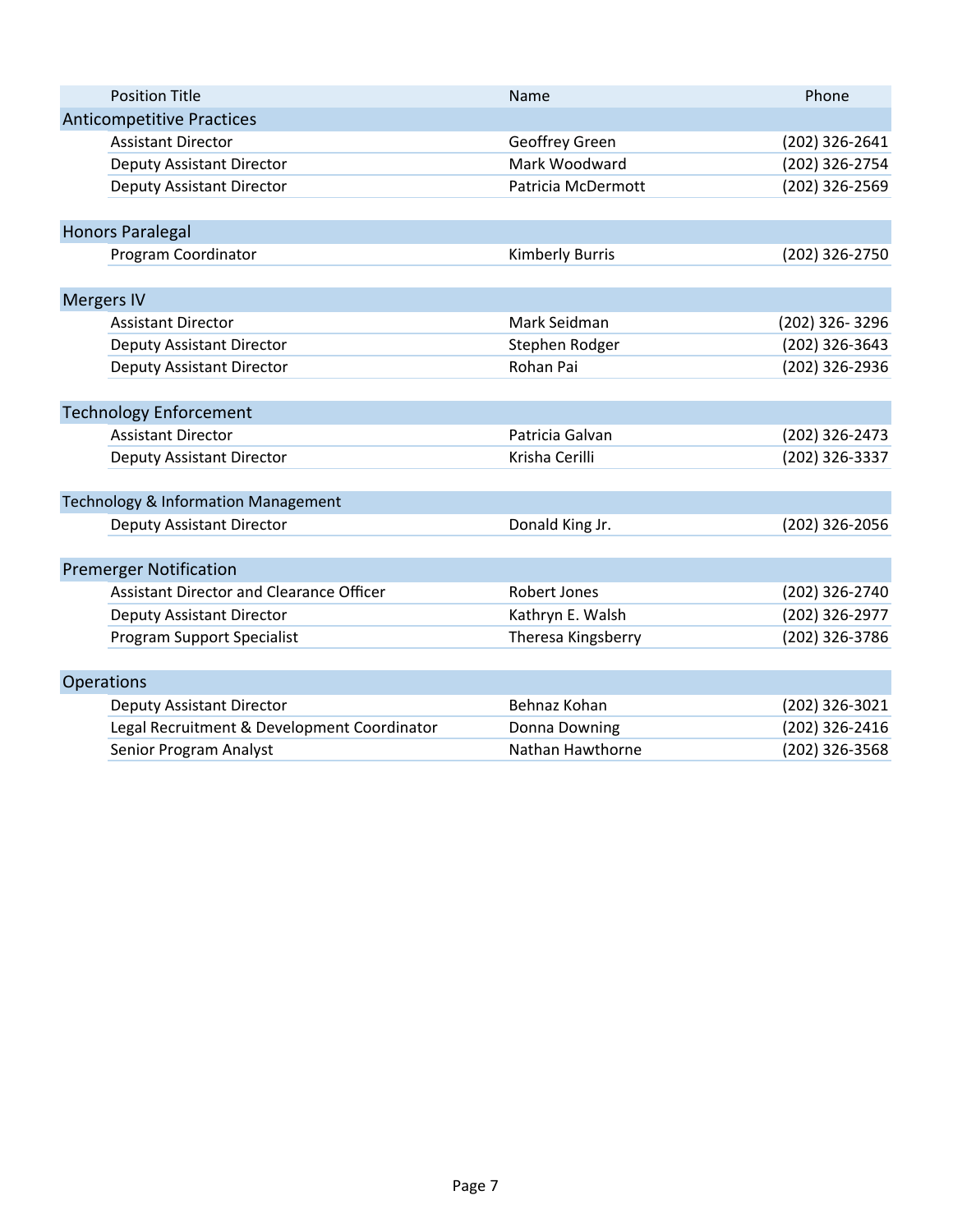| Position Title | Name | Phone |
|---|---|---|
| **Anticompetitive Practices** | | |
| Assistant Director | Geoffrey Green | (202) 326-2641 |
| Deputy Assistant Director | Mark Woodward | (202) 326-2754 |
| Deputy Assistant Director | Patricia McDermott | (202) 326-2569 |
| **Honors Paralegal** | | |
| Program Coordinator | Kimberly Burris | (202) 326-2750 |
| **Mergers IV** | | |
| Assistant Director | Mark Seidman | (202) 326- 3296 |
| Deputy Assistant Director | Stephen Rodger | (202) 326-3643 |
| Deputy Assistant Director | Rohan Pai | (202) 326-2936 |
| **Technology Enforcement** | | |
| Assistant Director | Patricia Galvan | (202) 326-2473 |
| Deputy Assistant Director | Krisha Cerilli | (202) 326-3337 |
| **Technology & Information Management** | | |
| Deputy Assistant Director | Donald King Jr. | (202) 326-2056 |
| **Premerger Notification** | | |
| Assistant Director and Clearance Officer | Robert Jones | (202) 326-2740 |
| Deputy Assistant Director | Kathryn E. Walsh | (202) 326-2977 |
| Program Support Specialist | Theresa Kingsberry | (202) 326-3786 |
| **Operations** | | |
| Deputy Assistant Director | Behnaz Kohan | (202) 326-3021 |
| Legal Recruitment & Development Coordinator | Donna Downing | (202) 326-2416 |
| Senior Program Analyst | Nathan Hawthorne | (202) 326-3568 |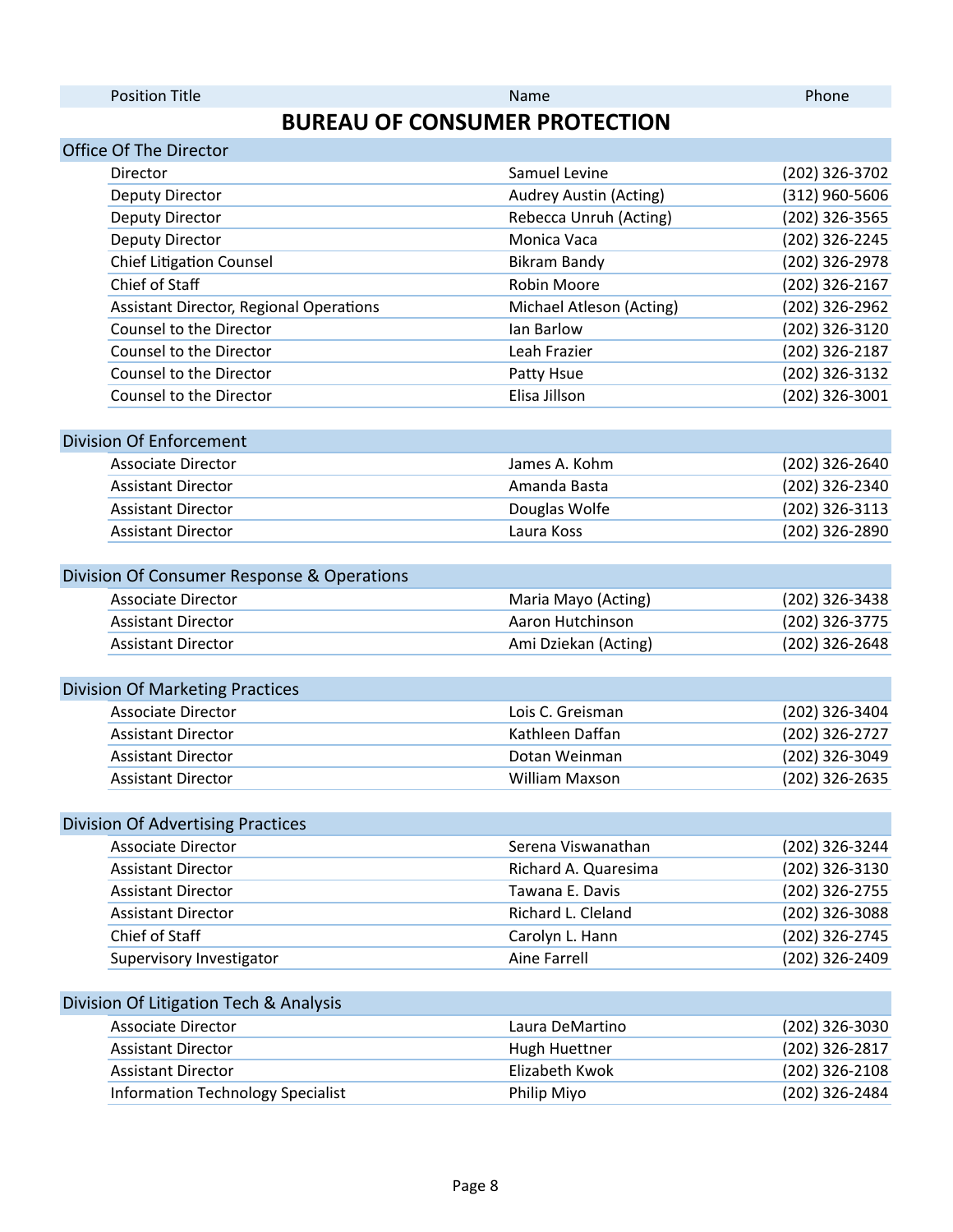| Position Title | Name | Phone |
|---|---|---|

## BUREAU OF CONSUMER PROTECTION

| Position Title | Name | Phone |
|---|---|---|
| **Office Of The Director** | | |
| Director | Samuel Levine | (202) 326-3702 |
| Deputy Director | Audrey Austin (Acting) | (312) 960-5606 |
| Deputy Director | Rebecca Unruh (Acting) | (202) 326-3565 |
| Deputy Director | Monica Vaca | (202) 326-2245 |
| Chief Litigation Counsel | Bikram Bandy | (202) 326-2978 |
| Chief of Staff | Robin Moore | (202) 326-2167 |
| Assistant Director, Regional Operations | Michael Atleson (Acting) | (202) 326-2962 |
| Counsel to the Director | Ian Barlow | (202) 326-3120 |
| Counsel to the Director | Leah Frazier | (202) 326-2187 |
| Counsel to the Director | Patty Hsue | (202) 326-3132 |
| Counsel to the Director | Elisa Jillson | (202) 326-3001 |
| **Division Of Enforcement** | | |
| Associate Director | James A. Kohm | (202) 326-2640 |
| Assistant Director | Amanda Basta | (202) 326-2340 |
| Assistant Director | Douglas Wolfe | (202) 326-3113 |
| Assistant Director | Laura Koss | (202) 326-2890 |
| **Division Of Consumer Response & Operations** | | |
| Associate Director | Maria Mayo (Acting) | (202) 326-3438 |
| Assistant Director | Aaron Hutchinson | (202) 326-3775 |
| Assistant Director | Ami Dziekan (Acting) | (202) 326-2648 |
| **Division Of Marketing Practices** | | |
| Associate Director | Lois C. Greisman | (202) 326-3404 |
| Assistant Director | Kathleen Daffan | (202) 326-2727 |
| Assistant Director | Dotan Weinman | (202) 326-3049 |
| Assistant Director | William Maxson | (202) 326-2635 |
| **Division Of Advertising Practices** | | |
| Associate Director | Serena Viswanathan | (202) 326-3244 |
| Assistant Director | Richard A. Quaresima | (202) 326-3130 |
| Assistant Director | Tawana E. Davis | (202) 326-2755 |
| Assistant Director | Richard L. Cleland | (202) 326-3088 |
| Chief of Staff | Carolyn L. Hann | (202) 326-2745 |
| Supervisory Investigator | Aine Farrell | (202) 326-2409 |
| **Division Of Litigation Tech & Analysis** | | |
| Associate Director | Laura DeMartino | (202) 326-3030 |
| Assistant Director | Hugh Huettner | (202) 326-2817 |
| Assistant Director | Elizabeth Kwok | (202) 326-2108 |
| Information Technology Specialist | Philip Miyo | (202) 326-2484 |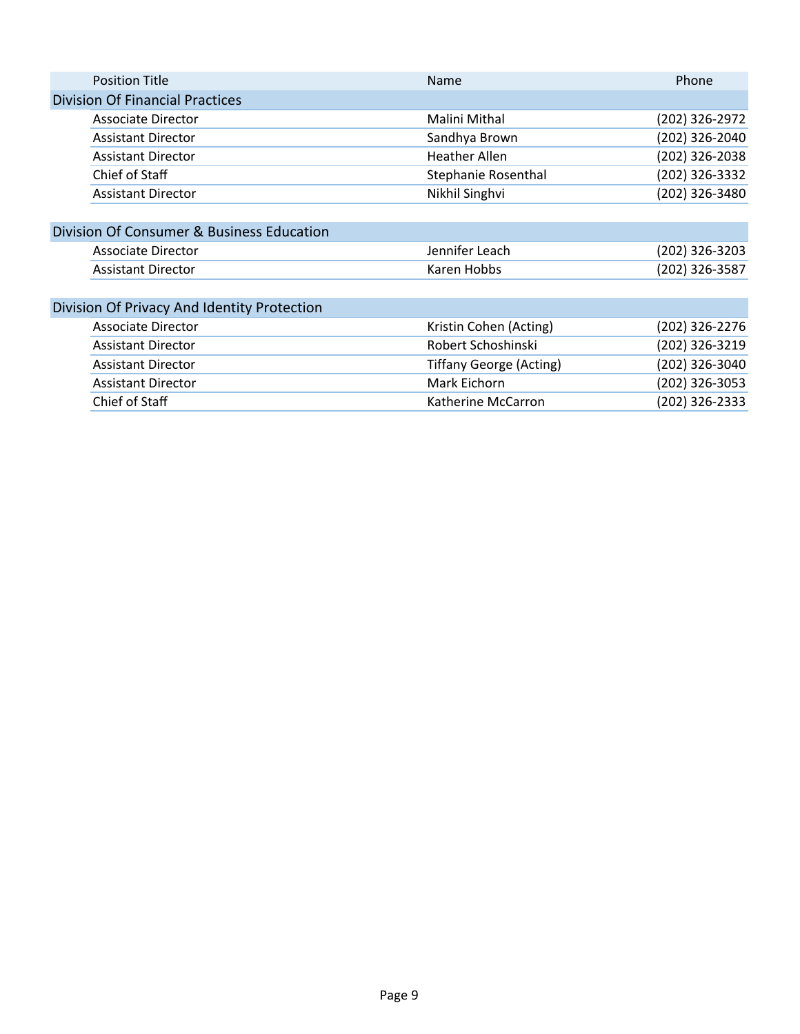| Position Title | Name | Phone |
|---|---|---|
| **Division Of Financial Practices** | | |
| Associate Director | Malini Mithal | (202) 326-2972 |
| Assistant Director | Sandhya Brown | (202) 326-2040 |
| Assistant Director | Heather Allen | (202) 326-2038 |
| Chief of Staff | Stephanie Rosenthal | (202) 326-3332 |
| Assistant Director | Nikhil Singhvi | (202) 326-3480 |
| **Division Of Consumer & Business Education** | | |
| Associate Director | Jennifer Leach | (202) 326-3203 |
| Assistant Director | Karen Hobbs | (202) 326-3587 |
| **Division Of Privacy And Identity Protection** | | |
| Associate Director | Kristin Cohen (Acting) | (202) 326-2276 |
| Assistant Director | Robert Schoshinski | (202) 326-3219 |
| Assistant Director | Tiffany George (Acting) | (202) 326-3040 |
| Assistant Director | Mark Eichorn | (202) 326-3053 |
| Chief of Staff | Katherine McCarron | (202) 326-2333 |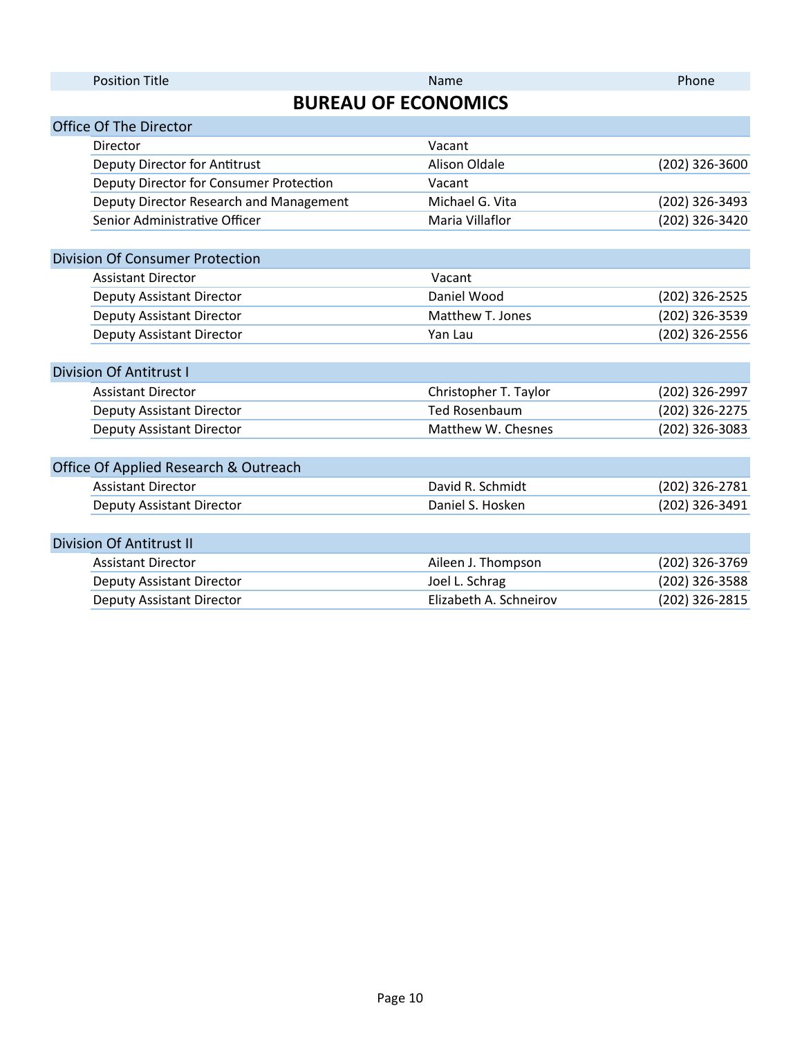| Position Title | Name | Phone |
|---|---|---|

## BUREAU OF ECONOMICS

### Office Of The Director

| Position Title | Name | Phone |
|---|---|---|
| Director | Vacant | |
| Deputy Director for Antitrust | Alison Oldale | (202) 326-3600 |
| Deputy Director for Consumer Protection | Vacant | |
| Deputy Director Research and Management | Michael G. Vita | (202) 326-3493 |
| Senior Administrative Officer | Maria Villaflor | (202) 326-3420 |

### Division Of Consumer Protection

| Position Title | Name | Phone |
|---|---|---|
| Assistant Director | Vacant | |
| Deputy Assistant Director | Daniel Wood | (202) 326-2525 |
| Deputy Assistant Director | Matthew T. Jones | (202) 326-3539 |
| Deputy Assistant Director | Yan Lau | (202) 326-2556 |

### Division Of Antitrust I

| Position Title | Name | Phone |
|---|---|---|
| Assistant Director | Christopher T. Taylor | (202) 326-2997 |
| Deputy Assistant Director | Ted Rosenbaum | (202) 326-2275 |
| Deputy Assistant Director | Matthew W. Chesnes | (202) 326-3083 |

### Office Of Applied Research & Outreach

| Position Title | Name | Phone |
|---|---|---|
| Assistant Director | David R. Schmidt | (202) 326-2781 |
| Deputy Assistant Director | Daniel S. Hosken | (202) 326-3491 |

### Division Of Antitrust II

| Position Title | Name | Phone |
|---|---|---|
| Assistant Director | Aileen J. Thompson | (202) 326-3769 |
| Deputy Assistant Director | Joel L. Schrag | (202) 326-3588 |
| Deputy Assistant Director | Elizabeth A. Schneirov | (202) 326-2815 |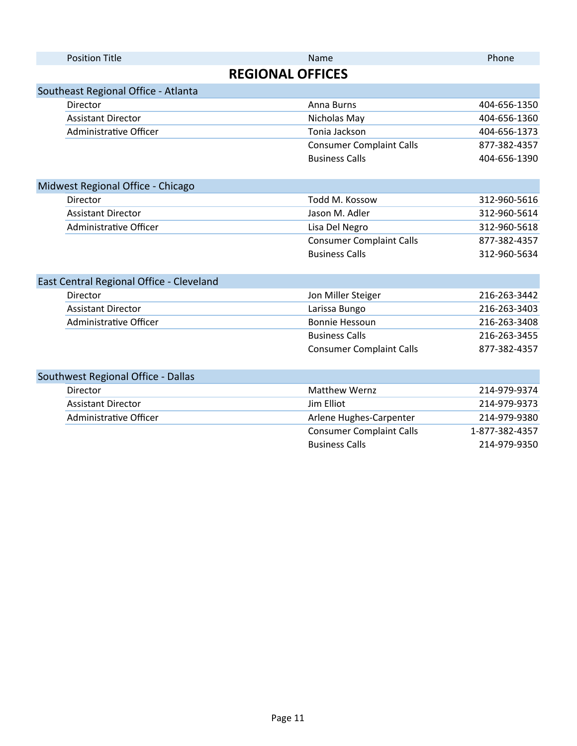| Position Title | Name | Phone |
|---|---|---|

## REGIONAL OFFICES

| Position Title | Name | Phone |
|---|---|---|
| **Southeast Regional Office - Atlanta** | | |
| Director | Anna Burns | 404-656-1350 |
| Assistant Director | Nicholas May | 404-656-1360 |
| Administrative Officer | Tonia Jackson | 404-656-1373 |
| | Consumer Complaint Calls | 877-382-4357 |
| | Business Calls | 404-656-1390 |
| **Midwest Regional Office - Chicago** | | |
| Director | Todd M. Kossow | 312-960-5616 |
| Assistant Director | Jason M. Adler | 312-960-5614 |
| Administrative Officer | Lisa Del Negro | 312-960-5618 |
| | Consumer Complaint Calls | 877-382-4357 |
| | Business Calls | 312-960-5634 |
| **East Central Regional Office - Cleveland** | | |
| Director | Jon Miller Steiger | 216-263-3442 |
| Assistant Director | Larissa Bungo | 216-263-3403 |
| Administrative Officer | Bonnie Hessoun | 216-263-3408 |
| | Business Calls | 216-263-3455 |
| | Consumer Complaint Calls | 877-382-4357 |
| **Southwest Regional Office - Dallas** | | |
| Director | Matthew Wernz | 214-979-9374 |
| Assistant Director | Jim Elliot | 214-979-9373 |
| Administrative Officer | Arlene Hughes-Carpenter | 214-979-9380 |
| | Consumer Complaint Calls | 1-877-382-4357 |
| | Business Calls | 214-979-9350 |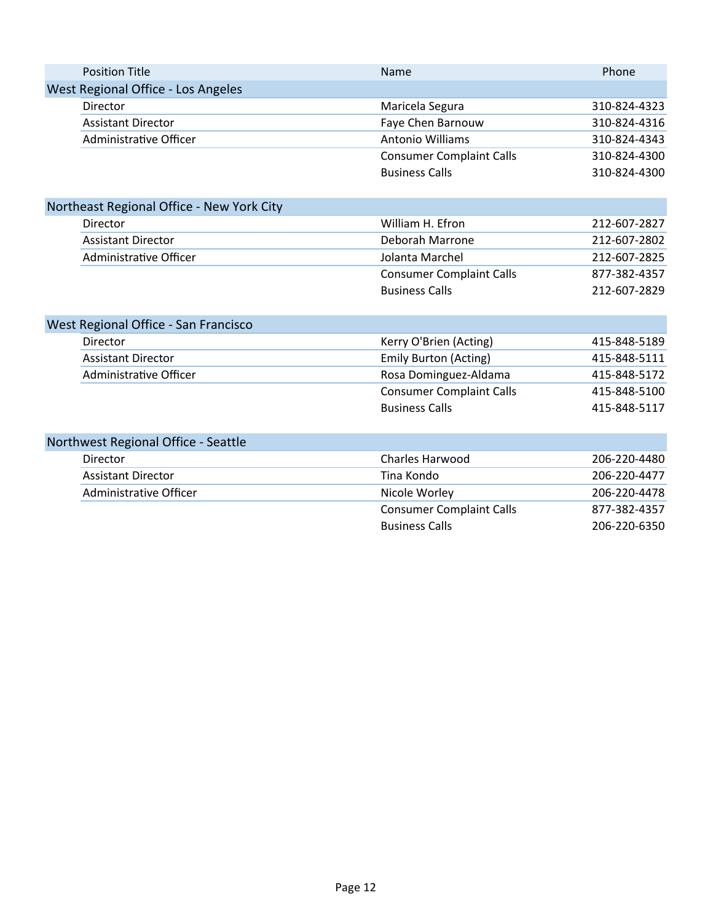| Position Title | Name | Phone |
|---|---|---|
| **West Regional Office - Los Angeles** | | |
| Director | Maricela Segura | 310-824-4323 |
| Assistant Director | Faye Chen Barnouw | 310-824-4316 |
| Administrative Officer | Antonio Williams | 310-824-4343 |
| | Consumer Complaint Calls | 310-824-4300 |
| | Business Calls | 310-824-4300 |
| **Northeast Regional Office - New York City** | | |
| Director | William H. Efron | 212-607-2827 |
| Assistant Director | Deborah Marrone | 212-607-2802 |
| Administrative Officer | Jolanta Marchel | 212-607-2825 |
| | Consumer Complaint Calls | 877-382-4357 |
| | Business Calls | 212-607-2829 |
| **West Regional Office - San Francisco** | | |
| Director | Kerry O'Brien (Acting) | 415-848-5189 |
| Assistant Director | Emily Burton (Acting) | 415-848-5111 |
| Administrative Officer | Rosa Dominguez-Aldama | 415-848-5172 |
| | Consumer Complaint Calls | 415-848-5100 |
| | Business Calls | 415-848-5117 |
| **Northwest Regional Office - Seattle** | | |
| Director | Charles Harwood | 206-220-4480 |
| Assistant Director | Tina Kondo | 206-220-4477 |
| Administrative Officer | Nicole Worley | 206-220-4478 |
| | Consumer Complaint Calls | 877-382-4357 |
| | Business Calls | 206-220-6350 |